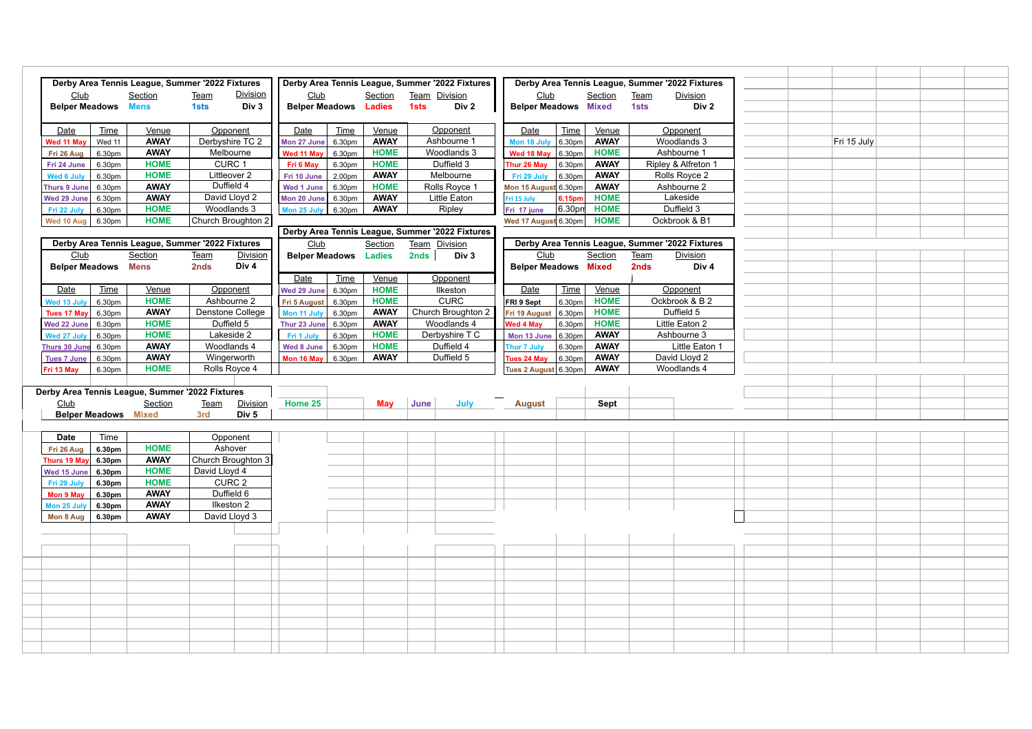## Derby Area Tennis League, Summer '2022 Fixtures

| Club | Section | Team | Division |
|---|---|---|---|
| Belper Meadows | Mens | 1sts | Div 3 |

| Date | Time | Venue | Opponent |
|---|---|---|---|
| Wed 11 May | Wed 11 | AWAY | Derbyshire TC 2 |
| Fri 26 Aug | 6.30pm | AWAY | Melbourne |
| Fri 24 June | 6.30pm | HOME | CURC 1 |
| Wed 6 July | 6.30pm | HOME | Littleover 2 |
| Thurs 9 June | 6.30pm | AWAY | Duffield 4 |
| Wed 29 June | 6.30pm | AWAY | David Lloyd 2 |
| Fri 22 July | 6.30pm | HOME | Woodlands 3 |
| Wed 10 Aug | 6.30pm | HOME | Church Broughton 2 |

## Derby Area Tennis League, Summer '2022 Fixtures

| Club | Section | Team | Division |
|---|---|---|---|
| Belper Meadows | Ladies | 1sts | Div 2 |

| Date | Time | Venue | Opponent |
|---|---|---|---|
| Mon 27 June | 6.30pm | AWAY | Ashbourne 1 |
| Wed 11 May | 6.30pm | HOME | Woodlands 3 |
| Fri 6 May | 6.30pm | HOME | Duffield 3 |
| Fri 10 June | 2.00pm | AWAY | Melbourne |
| Wed 1 June | 6.30pm | HOME | Rolls Royce 1 |
| Mon 20 June | 6.30pm | AWAY | Little Eaton |
| Mon 25 July | 6.30pm | AWAY | Ripley |

## Derby Area Tennis League, Summer '2022 Fixtures

| Club | Section | Team | Division |
|---|---|---|---|
| Belper Meadows | Mixed | 1sts | Div 2 |

| Date | Time | Venue | Opponent |
|---|---|---|---|
| Mon 18 July | 6.30pm | AWAY | Woodlands 3 |
| Wed 18 May | 6.30pm | HOME | Ashbourne 1 |
| Thur 26 May | 6.30pm | AWAY | Ripley & Alfreton 1 |
| Fri 29 July | 6.30pm | AWAY | Rolls Royce 2 |
| Mon 15 August | 6.30pm | AWAY | Ashbourne 2 |
| Fri 15 July | 6.15pm | HOME | Lakeside |
| Fri 17 june | 6.30pm | HOME | Duffield 3 |
| Wed 17 August | 6.30pm | HOME | Ockbrook & B1 |

Fri 15 July

## Derby Area Tennis League, Summer '2022 Fixtures

| Club | Section | Team | Division |
|---|---|---|---|
| Belper Meadows | Mens | 2nds | Div 4 |

| Date | Time | Venue | Opponent |
|---|---|---|---|
| Wed 13 July | 6.30pm | HOME | Ashbourne 2 |
| Tues 17 May | 6.30pm | AWAY | Denstone College |
| Wed 22 June | 6.30pm | HOME | Duffield 5 |
| Wed 27 July | 6.30pm | HOME | Lakeside 2 |
| Thurs 30 June | 6.30pm | AWAY | Woodlands 4 |
| Tues 7 June | 6.30pm | AWAY | Wingerworth |
| Fri 13 May | 6.30pm | HOME | Rolls Royce 4 |

## Derby Area Tennis League, Summer '2022 Fixtures

| Club | Section | Team | Division |
|---|---|---|---|
| Belper Meadows | Ladies | 2nds | Div 3 |

| Date | Time | Venue | Opponent |
|---|---|---|---|
| Wed 29 June | 6.30pm | HOME | Ilkeston |
| Fri 5 August | 6.30pm | HOME | CURC |
| Mon 11 July | 6.30pm | AWAY | Church Broughton 2 |
| Thur 23 June | 6.30pm | AWAY | Woodlands 4 |
| Fri 1 July | 6.30pm | HOME | Derbyshire T C |
| Wed 8 June | 6.30pm | HOME | Duffield 4 |
| Mon 16 May | 6.30pm | AWAY | Duffield 5 |

## Derby Area Tennis League, Summer '2022 Fixtures

| Club | Section | Team | Division |
|---|---|---|---|
| Belper Meadows | Mixed | 2nds | Div 4 |

j

| Date | Time | Venue | Opponent |
|---|---|---|---|
| FRI 9 Sept | 6.30pm | HOME | Ockbrook & B 2 |
| Fri 19 August | 6.30pm | HOME | Duffield 5 |
| Wed 4 May | 6.30pm | HOME | Little Eaton 2 |
| Mon 13 June | 6.30pm | AWAY | Ashbourne 3 |
| Thur 7 July | 6.30pm | AWAY | Little Eaton 1 |
| Tues 24 May | 6.30pm | AWAY | David Lloyd 2 |
| Tues 2 August | 6.30pm | AWAY | Woodlands 4 |

## Derby Area Tennis League, Summer '2022 Fixtures

| Club | Section | Team | Division |
|---|---|---|---|
| Belper Meadows | Mixed | 3rd | Div 5 |

| Date | Time | | Opponent |
|---|---|---|---|
| Fri 26 Aug | 6.30pm | HOME | Ashover |
| Thurs 19 May | 6.30pm | AWAY | Church Broughton 3 |
| Wed 15 June | 6.30pm | HOME | David Lloyd 4 |
| Fri 29 July | 6.30pm | HOME | CURC 2 |
| Mon 9 May | 6.30pm | AWAY | Duffield 6 |
| Mon 25 July | 6.30pm | AWAY | Ilkeston 2 |
| Mon 8 Aug | 6.30pm | AWAY | David Lloyd 3 |

Home 25 | May | June | July | August | Sept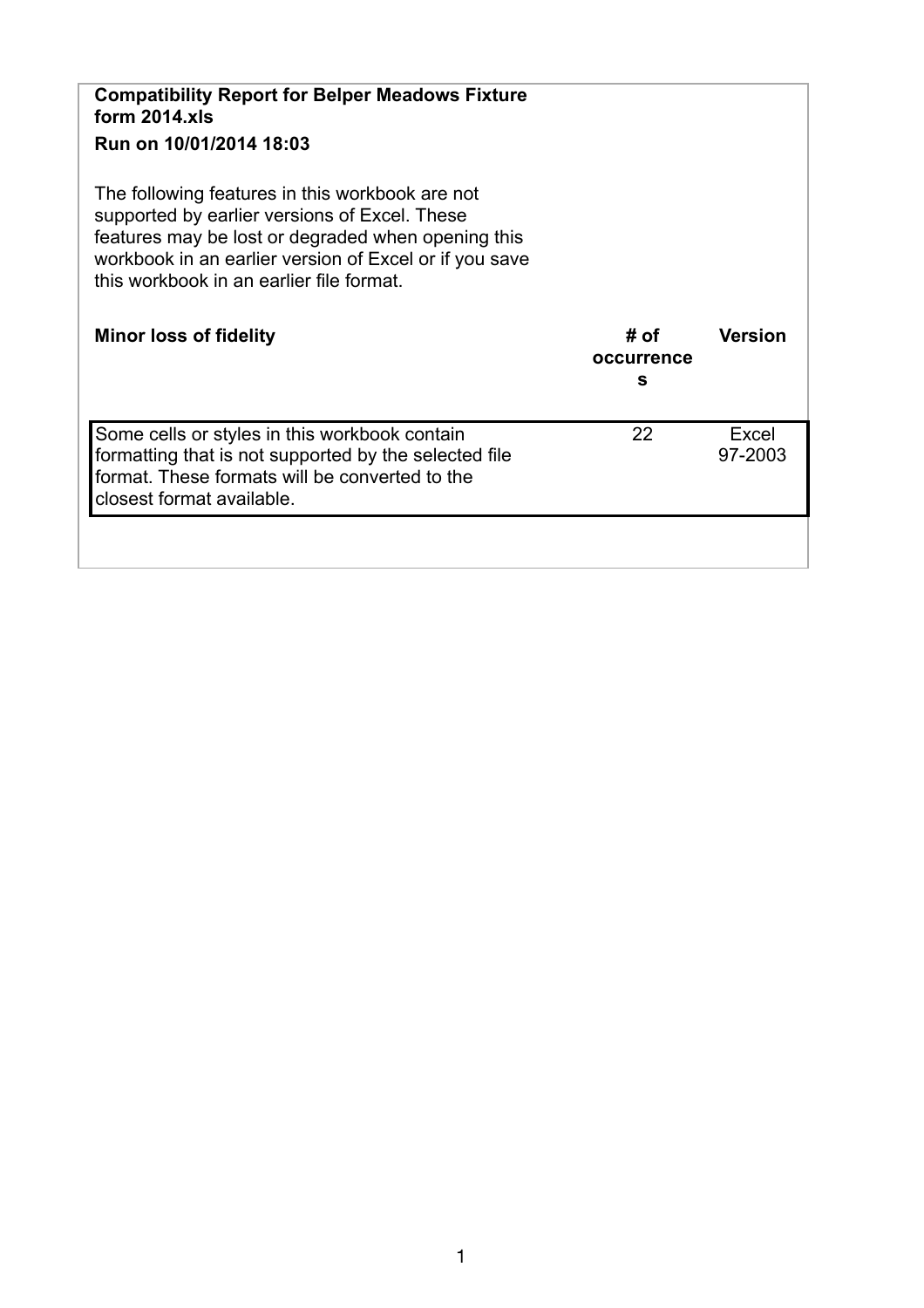**Compatibility Report for Belper Meadows Fixture form 2014.xls**

**Run on 10/01/2014 18:03**

The following features in this workbook are not supported by earlier versions of Excel. These features may be lost or degraded when opening this workbook in an earlier version of Excel or if you save this workbook in an earlier file format.

| **Minor loss of fidelity** | **# of occurrences** | **Version** |
|---|---|---|
| Some cells or styles in this workbook contain formatting that is not supported by the selected file format. These formats will be converted to the closest format available. | 22 | Excel 97-2003 |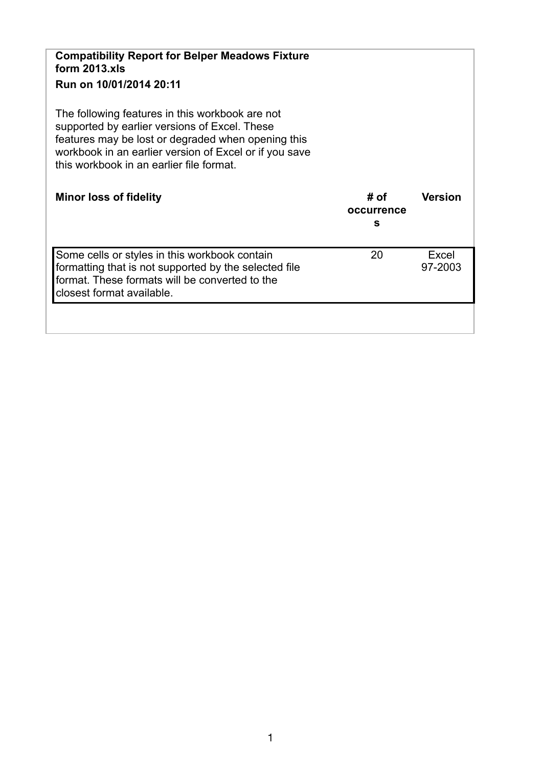**Compatibility Report for Belper Meadows Fixture form 2013.xls**

**Run on 10/01/2014 20:11**

The following features in this workbook are not supported by earlier versions of Excel. These features may be lost or degraded when opening this workbook in an earlier version of Excel or if you save this workbook in an earlier file format.

| **Minor loss of fidelity** | **# of occurrences** | **Version** |
|---|---|---|
| Some cells or styles in this workbook contain formatting that is not supported by the selected file format. These formats will be converted to the closest format available. | 20 | Excel 97-2003 |